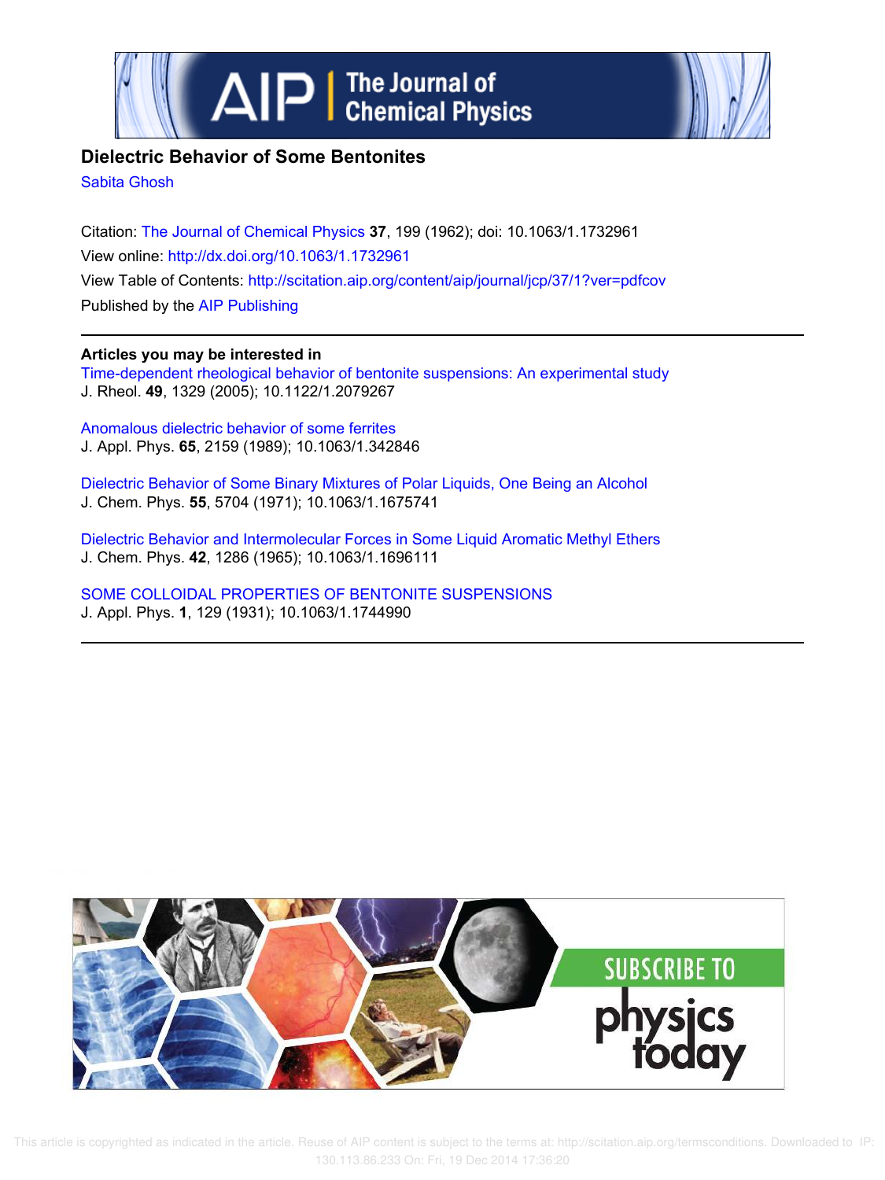# Dielectric Behavior of Some Bentonites

Sabita Ghosh

Citation: The Journal of Chemical Physics **37**, 199 (1962); doi: 10.1063/1.1732961

View online: http://dx.doi.org/10.1063/1.1732961

View Table of Contents: http://scitation.aip.org/content/aip/journal/jcp/37/1?ver=pdfcov

Published by the AIP Publishing

## Articles you may be interested in

Time-dependent rheological behavior of bentonite suspensions: An experimental study
J. Rheol. **49**, 1329 (2005); 10.1122/1.2079267

Anomalous dielectric behavior of some ferrites
J. Appl. Phys. **65**, 2159 (1989); 10.1063/1.342846

Dielectric Behavior of Some Binary Mixtures of Polar Liquids, One Being an Alcohol
J. Chem. Phys. **55**, 5704 (1971); 10.1063/1.1675741

Dielectric Behavior and Intermolecular Forces in Some Liquid Aromatic Methyl Ethers
J. Chem. Phys. **42**, 1286 (1965); 10.1063/1.1696111

SOME COLLOIDAL PROPERTIES OF BENTONITE SUSPENSIONS
J. Appl. Phys. **1**, 129 (1931); 10.1063/1.1744990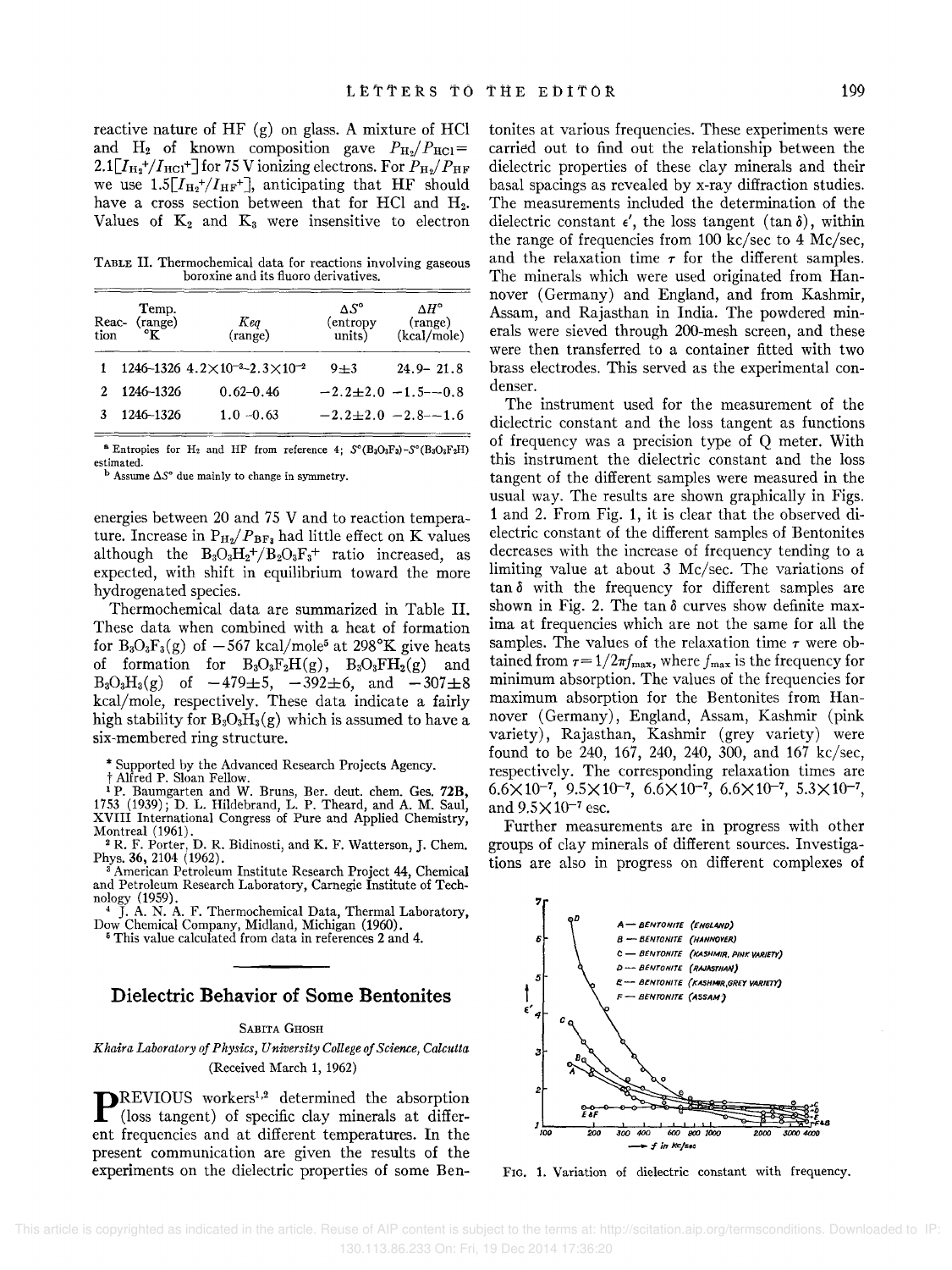reactive nature of HF (g) on glass. A mixture of HCl and $H_2$ of known composition gave $P_{H_2}/P_{HCl} = 2.1[I_{H_2}{}^+/I_{HCl}{}^+]$ for 75 V ionizing electrons. For $P_{H_2}/P_{HF}$ we use $1.5[I_{H_2}{}^+/I_{HF}{}^+]$, anticipating that HF should have a cross section between that for HCl and $H_2$. Values of $K_2$ and $K_3$ were insensitive to electron energies between 20 and 75 V and to reaction temperature. Increase in $P_{H_2}/P_{BF_3}$ had little effect on K values although the $B_3O_3H_2{}^+/B_3O_3F_3{}^+$ ratio increased, as expected, with shift in equilibrium toward the more hydrogenated species.

TABLE II. Thermochemical data for reactions involving gaseous boroxine and its fluoro derivatives.

| Reaction | Temp. (range) °K | Keq (range) | $\Delta S°$ (entropy units) | $\Delta H°$ (range) (kcal/mole) |
|---|---|---|---|---|
| 1 | 1246–1326 | $4.2\times10^{-3}$–$2.3\times10^{-2}$ | 9±3 | 24.9– 21.8 |
| 2 | 1246–1326 | 0.62–0.46 | −2.2±2.0 | −1.5–−0.8 |
| 3 | 1246–1326 | 1.0 –0.63 | −2.2±2.0 | −2.8–−1.6 |

[a] Entropies for $H_2$ and HF from reference 4; $S°(B_3O_3F_3)-S°(B_3O_3F_2H)$ estimated.

[b] Assume $\Delta S°$ due mainly to change in symmetry.

Thermochemical data are summarized in Table II. These data when combined with a heat of formation for $B_3O_3F_3$(g) of −567 kcal/mole[5] at 298°K give heats of formation for $B_3O_3F_2H$(g), $B_3O_3FH_2$(g) and $B_3O_3H_3$(g) of −479±5, −392±6, and −307±8 kcal/mole, respectively. These data indicate a fairly high stability for $B_3O_3H_3$(g) which is assumed to have a six-membered ring structure.

\* Supported by the Advanced Research Projects Agency.

† Alfred P. Sloan Fellow.

[1] P. Baumgarten and W. Bruns, Ber. deut. chem. Ges. **72B**, 1753 (1939); D. L. Hildebrand, L. P. Theard, and A. M. Saul, XVIII International Congress of Pure and Applied Chemistry, Montreal (1961).

[2] R. F. Porter, D. R. Bidinosti, and K. F. Watterson, J. Chem. Phys. **36**, 2104 (1962).

[3] American Petroleum Institute Research Project 44, Chemical and Petroleum Research Laboratory, Carnegie Institute of Technology (1959).

[4] J. A. N. A. F. Thermochemical Data, Thermal Laboratory, Dow Chemical Company, Midland, Michigan (1960).

[5] This value calculated from data in references 2 and 4.

## Dielectric Behavior of Some Bentonites

SABITA GHOSH

*Khaira Laboratory of Physics, University College of Science, Calcutta*

(Received March 1, 1962)

PREVIOUS workers[1,2] determined the absorption (loss tangent) of specific clay minerals at different frequencies and at different temperatures. In the present communication are given the results of the experiments on the dielectric properties of some Bentonites at various frequencies. These experiments were carried out to find out the relationship between the dielectric properties of these clay minerals and their basal spacings as revealed by x-ray diffraction studies. The measurements included the determination of the dielectric constant $\epsilon'$, the loss tangent ($\tan\delta$), within the range of frequencies from 100 kc/sec to 4 Mc/sec, and the relaxation time $\tau$ for the different samples. The minerals which were used originated from Hannover (Germany) and England, and from Kashmir, Assam, and Rajasthan in India. The powdered minerals were sieved through 200-mesh screen, and these were then transferred to a container fitted with two brass electrodes. This served as the experimental condenser.

The instrument used for the measurement of the dielectric constant and the loss tangent as functions of frequency was a precision type of Q meter. With this instrument the dielectric constant and the loss tangent of the different samples were measured in the usual way. The results are shown graphically in Figs. 1 and 2. From Fig. 1, it is clear that the observed dielectric constant of the different samples of Bentonites decreases with the increase of frequency tending to a limiting value at about 3 Mc/sec. The variations of $\tan\delta$ with the frequency for different samples are shown in Fig. 2. The $\tan\delta$ curves show definite maxima at frequencies which are not the same for all the samples. The values of the relaxation time $\tau$ were obtained from $\tau = 1/2\pi f_{max}$, where $f_{max}$ is the frequency for minimum absorption. The values of the frequencies for maximum absorption for the Bentonites from Hannover (Germany), England, Assam, Kashmir (pink variety), Rajasthan, Kashmir (grey variety) were found to be 240, 167, 240, 240, 300, and 167 kc/sec, respectively. The corresponding relaxation times are $6.6\times10^{-7}$, $9.5\times10^{-7}$, $6.6\times10^{-7}$, $6.6\times10^{-7}$, $5.3\times10^{-7}$, and $9.5\times10^{-7}$ esc.

Further measurements are in progress with other groups of clay minerals of different sources. Investigations are also in progress on different complexes of

FIG. 1. Variation of dielectric constant with frequency.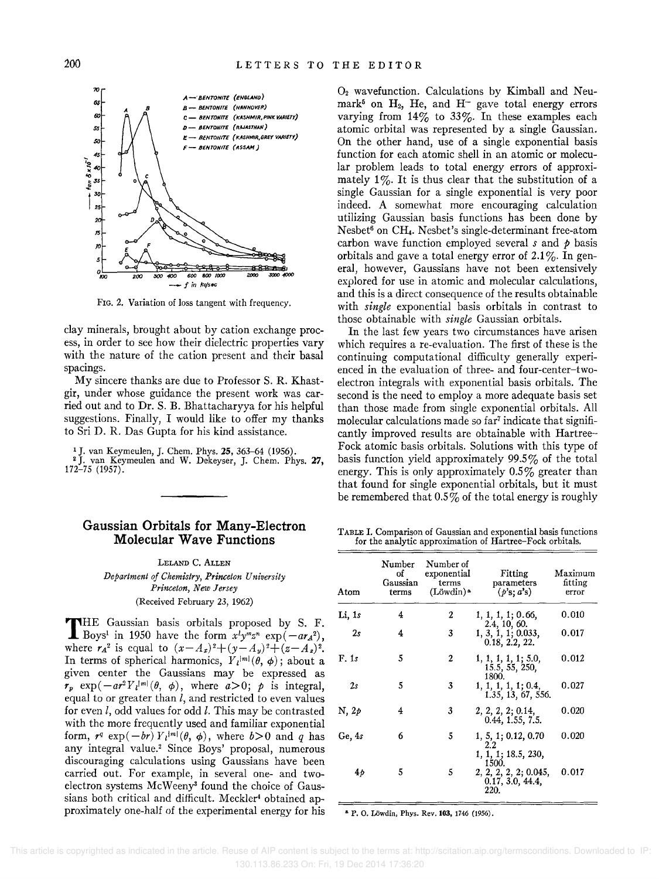A — BENTONITE (ENGLAND)
B — BENTONITE (HANNOVER)
C — BENTONITE (KASHMIR, PINK VARIETY)
D — BENTONITE (RAJASTHAN)
E — BENTONITE (KASHMIR, GREY VARIETY)
F — BENTONITE (ASSAM)

tan δ x 10⁻¹

f in kc/sec

FIG. 2. Variation of loss tangent with frequency.

clay minerals, brought about by cation exchange process, in order to see how their dielectric properties vary with the nature of the cation present and their basal spacings.

My sincere thanks are due to Professor S. R. Khastgir, under whose guidance the present work was carried out and to Dr. S. B. Bhattacharyya for his helpful suggestions. Finally, I would like to offer my thanks to Sri D. R. Das Gupta for his kind assistance.

[1] J. van Keymeulen, J. Chem. Phys. **25**, 363–64 (1956).
[2] J. van Keymeulen and W. Dekeyser, J. Chem. Phys. **27**, 172–75 (1957).

## Gaussian Orbitals for Many-Electron Molecular Wave Functions

LELAND C. ALLEN
*Department of Chemistry, Princeton University Princeton, New Jersey*
(Received February 23, 1962)

THE Gaussian basis orbitals proposed by S. F. Boys[1] in 1950 have the form $x^l y^m z^n \exp(-ar_A^2)$, where $r_A^2$ is equal to $(x-A_x)^2+(y-A_y)^2+(z-A_z)^2$. In terms of spherical harmonics, $Y_l^{|m|}(\theta, \phi)$; about a given center the Gaussians may be expressed as $r_p \exp(-ar^2 Y_l^{|m|}(\theta, \phi)$, where $a>0$; $p$ is integral, equal to or greater than $l$, and restricted to even values for even $l$, odd values for odd $l$. This may be contrasted with the more frequently used and familiar exponential form, $r^q \exp(-br) Y_l^{|m|}(\theta, \phi)$, where $b>0$ and $q$ has any integral value.[2] Since Boys' proposal, numerous discouraging calculations using Gaussians have been carried out. For example, in several one- and two-electron systems McWeeny[3] found the choice of Gaussians both critical and difficult. Meckler[4] obtained approximately one-half of the experimental energy for his $O_2$ wavefunction. Calculations by Kimball and Neumark[5] on $H_2$, He, and $H^-$ gave total energy errors varying from 14% to 33%. In these examples each atomic orbital was represented by a single Gaussian. On the other hand, use of a single exponential basis function for each atomic shell in an atomic or molecular problem leads to total energy errors of approximately 1%. It is thus clear that the substitution of a single Gaussian for a single exponential is very poor indeed. A somewhat more encouraging calculation utilizing Gaussian basis functions has been done by Nesbet[6] on $CH_4$. Nesbet's single-determinant free-atom carbon wave function employed several $s$ and $p$ basis orbitals and gave a total energy error of 2.1%. In general, however, Gaussians have not been extensively explored for use in atomic and molecular calculations, and this is a direct consequence of the results obtainable with *single* exponential basis orbitals in contrast to those obtainable with *single* Gaussian orbitals.

In the last few years two circumstances have arisen which requires a re-evaluation. The first of these is the continuing computational difficulty generally experienced in the evaluation of three- and four-center–two-electron integrals with exponential basis orbitals. The second is the need to employ a more adequate basis set than those made from single exponential orbitals. All molecular calculations made so far[7] indicate that significantly improved results are obtainable with Hartree–Fock atomic basis orbitals. Solutions with this type of basis function yield approximately 99.5% of the total energy. This is only approximately 0.5% greater than that found for single exponential orbitals, but it must be remembered that 0.5% of the total energy is roughly

TABLE I. Comparison of Gaussian and exponential basis functions for the analytic approximation of Hartree–Fock orbitals.

| Atom | Number of Gaussian terms | Number of exponential terms (Löwdin)[a] | Fitting parameters ($p$'s; $a$'s) | Maximum fitting error |
|---|---|---|---|---|
| Li, 1s | 4 | 2 | 1, 1, 1, 1; 0.66, 2.4, 10, 60. | 0.010 |
| 2s | 4 | 3 | 1, 3, 1, 1; 0.033, 0.18, 2.2, 22. | 0.017 |
| F. 1s | 5 | 2 | 1, 1, 1, 1, 1; 5.0, 15.5, 55, 250, 1800. | 0.012 |
| 2s | 5 | 3 | 1, 1, 1, 1, 1; 0.4, 1.35, 13, 67, 556. | 0.027 |
| N, 2p | 4 | 3 | 2, 2, 2, 2; 0.14, 0.44, 1.55, 7.5. | 0.020 |
| Ge, 4s | 6 | 5 | 1, 5, 1; 0.12, 0.70 2.2<br>1, 1, 1; 18.5, 230, 1500. | 0.020 |
| 4p | 5 | 5 | 2, 2, 2, 2, 2; 0.045, 0.17, 3.0, 44.4, 220. | 0.017 |

[a] P. O. Löwdin, Phys. Rev. **103**, 1746 (1956).